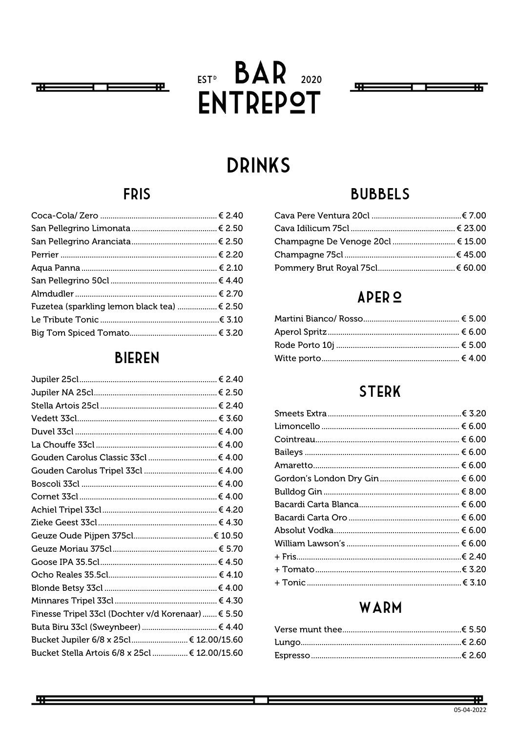# EST<sup>D</sup> BAR 2020 ENTREPOT

## DRINKS

### FRIS

| | |
|---|---|
| Coca-Cola/ Zero | € 2.40 |
| San Pellegrino Limonata | € 2.50 |
| San Pellegrino Aranciata | € 2.50 |
| Perrier | € 2.20 |
| Aqua Panna | € 2.10 |
| San Pellegrino 50cl | € 4.40 |
| Almdudler | € 2.70 |
| Fuzetea (sparkling lemon black tea) | € 2.50 |
| Le Tribute Tonic | € 3.10 |
| Big Tom Spiced Tomato | € 3.20 |

### BIEREN

| | |
|---|---|
| Jupiler 25cl | € 2.40 |
| Jupiler NA 25cl | € 2.50 |
| Stella Artois 25cl | € 2.40 |
| Vedett 33cl | € 3.60 |
| Duvel 33cl | € 4.00 |
| La Chouffe 33cl | € 4.00 |
| Gouden Carolus Classic 33cl | € 4.00 |
| Gouden Carolus Tripel 33cl | € 4.00 |
| Boscoli 33cl | € 4.00 |
| Cornet 33cl | € 4.00 |
| Achiel Tripel 33cl | € 4.20 |
| Zieke Geest 33cl | € 4.30 |
| Geuze Oude Pijpen 375cl | € 10.50 |
| Geuze Moriau 375cl | € 5.70 |
| Goose IPA 35.5cl | € 4.50 |
| Ocho Reales 35.5cl | € 4.10 |
| Blonde Betsy 33cl | € 4.00 |
| Minnares Tripel 33cl | € 4.30 |
| Finesse Tripel 33cl (Dochter v/d Korenaar) | € 5.50 |
| Buta Biru 33cl (Sweynbeer) | € 4.40 |
| Bucket Jupiler 6/8 x 25cl | € 12.00/15.60 |
| Bucket Stella Artois 6/8 x 25cl | € 12.00/15.60 |

### BUBBELS

| | |
|---|---|
| Cava Pere Ventura 20cl | € 7.00 |
| Cava Idilicum 75cl | € 23.00 |
| Champagne De Venoge 20cl | € 15.00 |
| Champagne 75cl | € 45.00 |
| Pommery Brut Royal 75cl | € 60.00 |

### APERO

| | |
|---|---|
| Martini Bianco/ Rosso | € 5.00 |
| Aperol Spritz | € 6.00 |
| Rode Porto 10j | € 5.00 |
| Witte porto | € 4.00 |

### STERK

| | |
|---|---|
| Smeets Extra | € 3.20 |
| Limoncello | € 6.00 |
| Cointreau | € 6.00 |
| Baileys | € 6.00 |
| Amaretto | € 6.00 |
| Gordon's London Dry Gin | € 6.00 |
| Bulldog Gin | € 8.00 |
| Bacardi Carta Blanca | € 6.00 |
| Bacardi Carta Oro | € 6.00 |
| Absolut Vodka | € 6.00 |
| William Lawson's | € 6.00 |
| + Fris | € 2.40 |
| + Tomato | € 3.20 |
| + Tonic | € 3.10 |

### WARM

| | |
|---|---|
| Verse munt thee | € 5.50 |
| Lungo | € 2.60 |
| Espresso | € 2.60 |

05-04-2022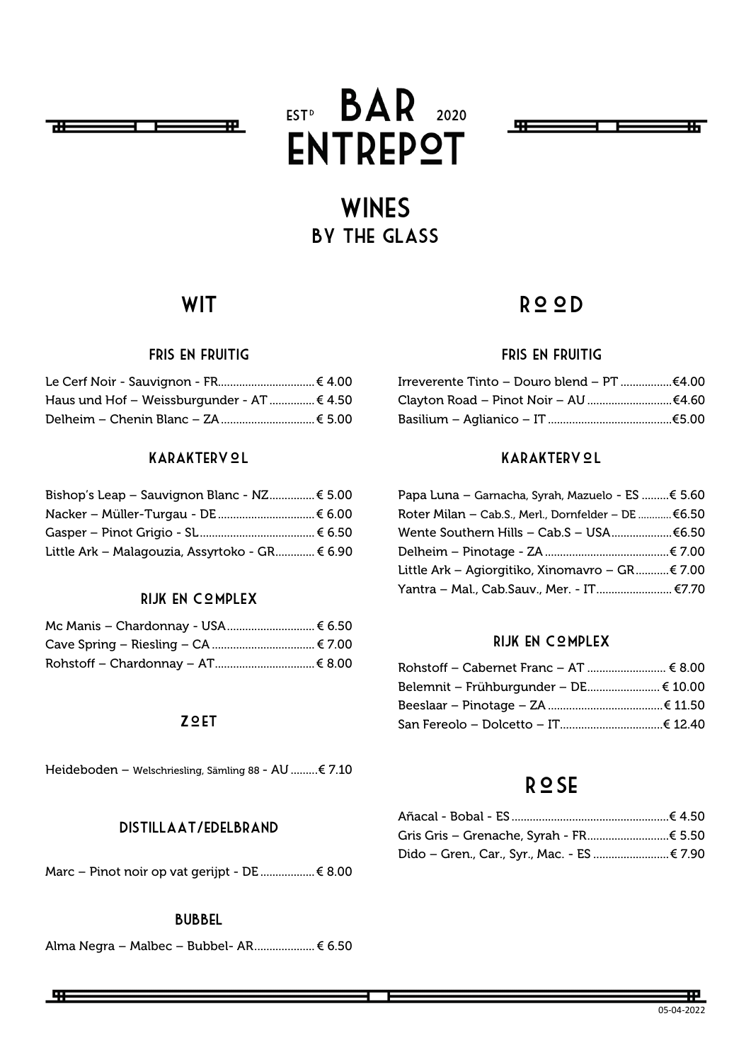# EST^D BAR 2020 ENTREPOT

## WINES
### BY THE GLASS

## WIT

### FRIS EN FRUITIG

Le Cerf Noir - Sauvignon - FR................................€ 4.00
Haus und Hof – Weissburgunder - AT...............€ 4.50
Delheim – Chenin Blanc – ZA...............................€ 5.00

### KARAKTERVOL

Bishop's Leap – Sauvignon Blanc - NZ...............€ 5.00
Nacker – Müller-Turgau - DE................................€ 6.00
Gasper – Pinot Grigio - SL......................................€ 6.50
Little Ark – Malagouzia, Assyrtoko - GR.............€ 6.90

### RIJK EN COMPLEX

Mc Manis – Chardonnay - USA.............................€ 6.50
Cave Spring – Riesling – CA..................................€ 7.00
Rohstoff – Chardonnay – AT.................................€ 8.00

### ZOET

Heideboden – Welschriesling, Sämling 88 - AU.........€ 7.10

### DISTILLAAT/EDELBRAND

Marc – Pinot noir op vat gerijpt - DE..................€ 8.00

### BUBBEL

Alma Negra – Malbec – Bubbel- AR....................€ 6.50

## ROOD

### FRIS EN FRUITIG

Irreverente Tinto – Douro blend – PT.................€4.00
Clayton Road – Pinot Noir – AU............................€4.60
Basilium – Aglianico – IT.........................................€5.00

### KARAKTERVOL

Papa Luna – Garnacha, Syrah, Mazuelo - ES.........€ 5.60
Roter Milan – Cab.S., Merl., Dornfelder – DE...........€6.50
Wente Southern Hills – Cab.S – USA....................€6.50
Delheim – Pinotage - ZA.........................................€ 7.00
Little Ark – Agiorgitiko, Xinomavro – GR...........€ 7.00
Yantra – Mal., Cab.Sauv., Mer. - IT.........................€7.70

### RIJK EN COMPLEX

Rohstoff – Cabernet Franc – AT.......................... € 8.00
Belemnit – Frühburgunder – DE........................ € 10.00
Beeslaar – Pinotage – ZA......................................€ 11.50
San Fereolo – Dolcetto – IT..................................€ 12.40

## ROSE

Añacal - Bobal - ES....................................................€ 4.50
Gris Gris – Grenache, Syrah - FR...........................€ 5.50
Dido – Gren., Car., Syr., Mac. - ES.........................€ 7.90

05-04-2022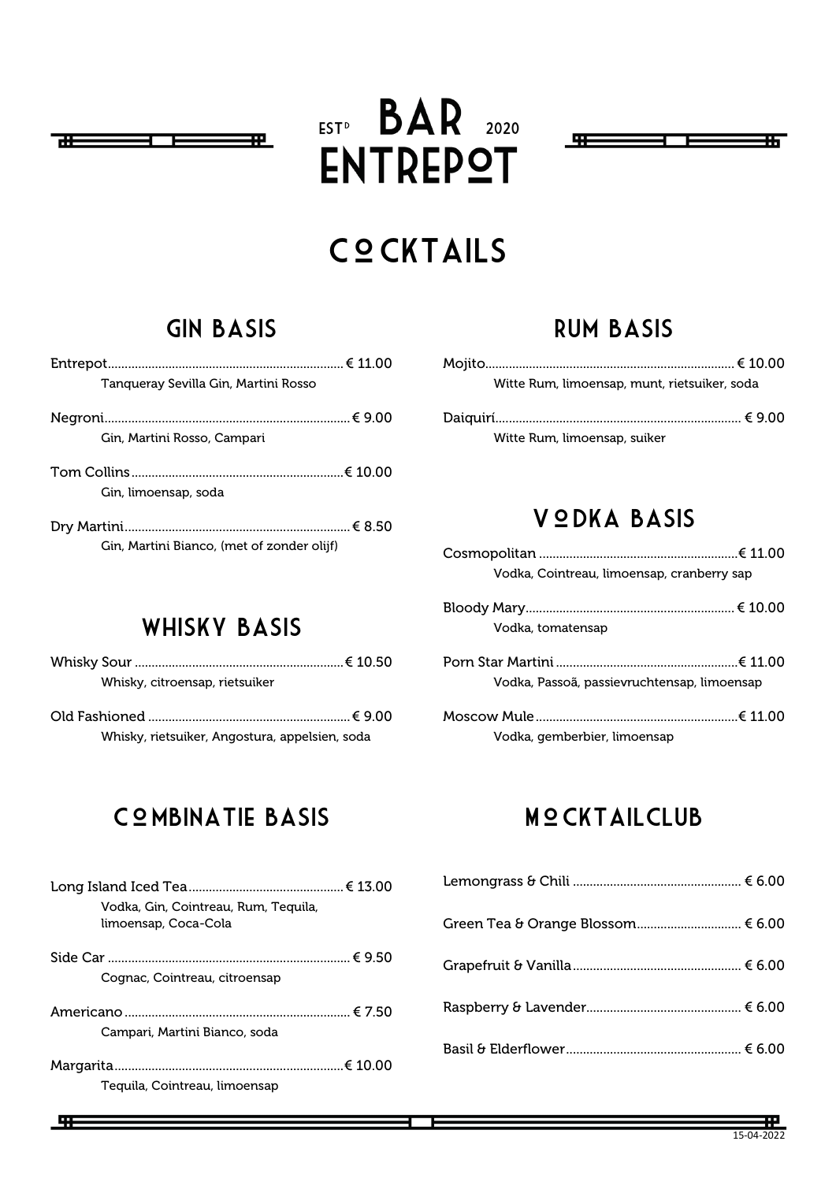# ESTᴰ BAR ENTREPOT 2020

## COCKTAILS

### GIN BASIS

Entrepot........................................................................ € 11.00
Tanqueray Sevilla Gin, Martini Rosso

Negroni.......................................................................... € 9.00
Gin, Martini Rosso, Campari

Tom Collins.................................................................. € 10.00
Gin, limoensap, soda

Dry Martini...................................................................... € 8.50
Gin, Martini Bianco, (met of zonder olijf)

### WHISKY BASIS

Whisky Sour ................................................................ € 10.50
Whisky, citroensap, rietsuiker

Old Fashioned .............................................................. € 9.00
Whisky, rietsuiker, Angostura, appelsien, soda

### COMBINATIE BASIS

Long Island Iced Tea.................................................. € 13.00
Vodka, Gin, Cointreau, Rum, Tequila, limoensap, Coca-Cola

Side Car ........................................................................ € 9.50
Cognac, Cointreau, citroensap

Americano ...................................................................... € 7.50
Campari, Martini Bianco, soda

Margarita..................................................................... € 10.00
Tequila, Cointreau, limoensap

### RUM BASIS

Mojito............................................................................ € 10.00
Witte Rum, limoensap, munt, rietsuiker, soda

Daiquirí........................................................................... € 9.00
Witte Rum, limoensap, suiker

### VODKA BASIS

Cosmopolitan ............................................................. € 11.00
Vodka, Cointreau, limoensap, cranberry sap

Bloody Mary................................................................ € 10.00
Vodka, tomatensap

Porn Star Martini ........................................................ € 11.00
Vodka, Passoã, passievruchtensap, limoensap

Moscow Mule.............................................................. € 11.00
Vodka, gemberbier, limoensap

### MOCKTAILCLUB

Lemongrass & Chili ...................................................... € 6.00

Green Tea & Orange Blossom.................................... € 6.00

Grapefruit & Vanilla...................................................... € 6.00

Raspberry & Lavender.................................................. € 6.00

Basil & Elderflower........................................................ € 6.00

15-04-2022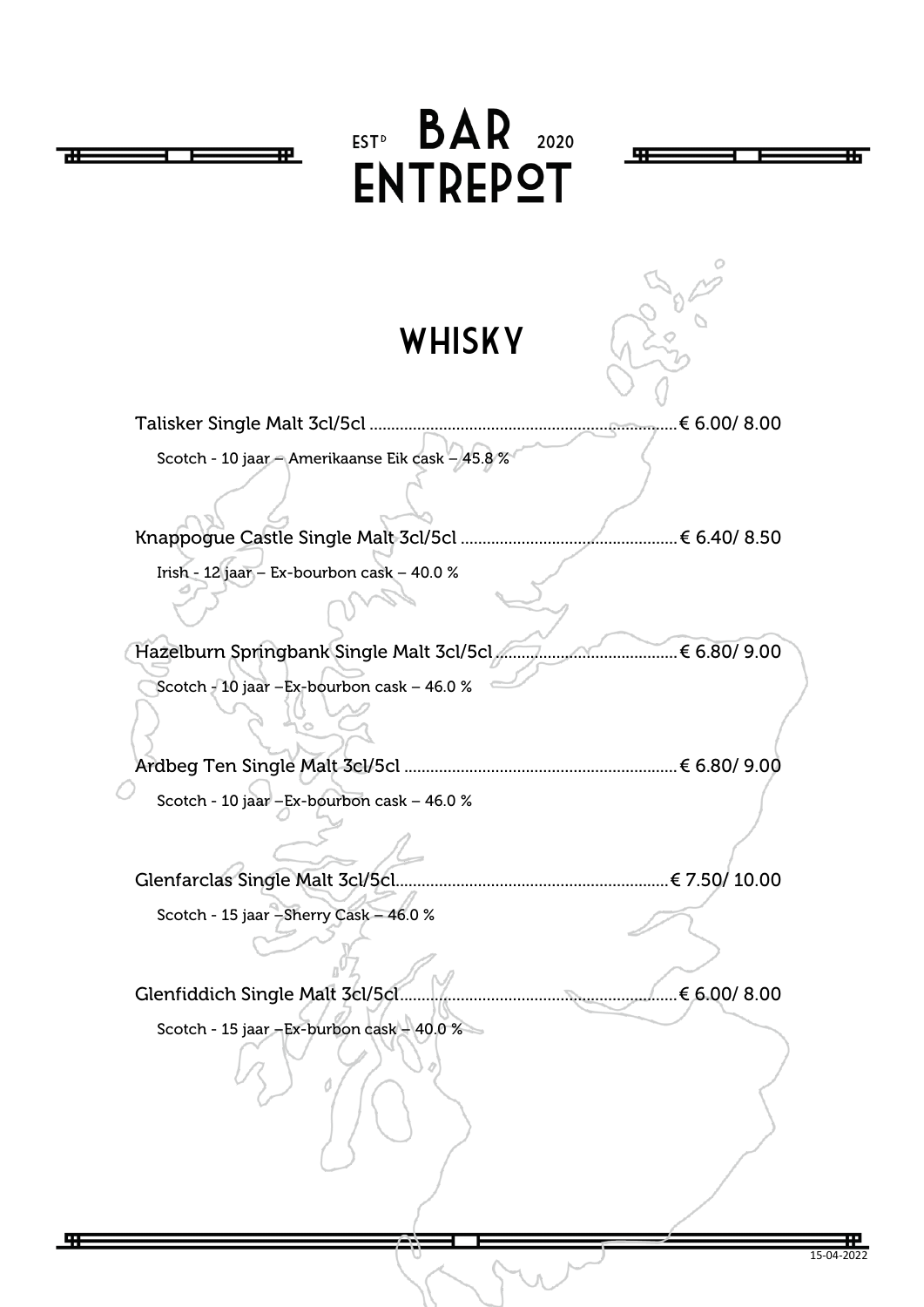# BAR ENTREPOT

EST^D 2020

## WHISKY

Talisker Single Malt 3cl/5cl ........................................................................ € 6.00/ 8.00

Scotch - 10 jaar – Amerikaanse Eik cask – 45.8 %

Knappogue Castle Single Malt 3cl/5cl .................................................. € 6.40/ 8.50

Irish - 12 jaar – Ex-bourbon cask – 40.0 %

Hazelburn Springbank Single Malt 3cl/5cl ........................................... € 6.80/ 9.00

Scotch - 10 jaar –Ex-bourbon cask – 46.0 %

Ardbeg Ten Single Malt 3cl/5cl ............................................................... € 6.80/ 9.00

Scotch - 10 jaar –Ex-bourbon cask – 46.0 %

Glenfarclas Single Malt 3cl/5cl................................................................€ 7.50/ 10.00

Scotch - 15 jaar –Sherry Cask – 46.0 %

Glenfiddich Single Malt 3cl/5cl................................................................ € 6.00/ 8.00

Scotch - 15 jaar –Ex-burbon cask – 40.0 %

15-04-2022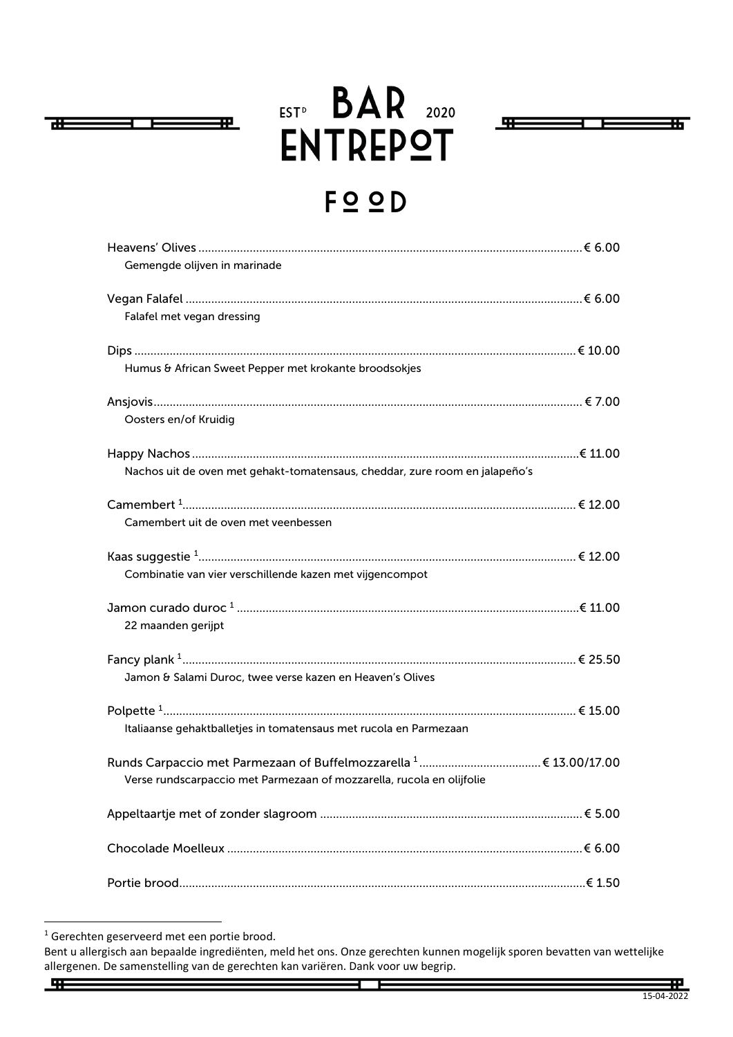# BAR ENTREPOT

EST<sup>D</sup> 2020

## FOOD

Heavens' Olives ........................................................................ € 6.00
Gemengde olijven in marinade

Vegan Falafel ........................................................................ € 6.00
Falafel met vegan dressing

Dips ........................................................................ € 10.00
Humus & African Sweet Pepper met krokante broodsokjes

Ansjovis ........................................................................ € 7.00
Oosters en/of Kruidig

Happy Nachos ........................................................................ € 11.00
Nachos uit de oven met gehakt-tomatensaus, cheddar, zure room en jalapeño's

Camembert [1] ........................................................................ € 12.00
Camembert uit de oven met veenbessen

Kaas suggestie [1] ........................................................................ € 12.00
Combinatie van vier verschillende kazen met vijgencompot

Jamon curado duroc [1] ........................................................................ € 11.00
22 maanden gerijpt

Fancy plank [1] ........................................................................ € 25.50
Jamon & Salami Duroc, twee verse kazen en Heaven's Olives

Polpette [1] ........................................................................ € 15.00
Italiaanse gehaktballetjes in tomatensaus met rucola en Parmezaan

Runds Carpaccio met Parmezaan of Buffelmozzarella [1] ........................................ € 13.00/17.00
Verse rundscarpaccio met Parmezaan of mozzarella, rucola en olijfolie

Appeltaartje met of zonder slagroom ........................................................................ € 5.00

Chocolade Moelleux ........................................................................ € 6.00

Portie brood ........................................................................ € 1.50

---

[1] Gerechten geserveerd met een portie brood.

Bent u allergisch aan bepaalde ingrediënten, meld het ons. Onze gerechten kunnen mogelijk sporen bevatten van wettelijke allergenen. De samenstelling van de gerechten kan variëren. Dank voor uw begrip.

15-04-2022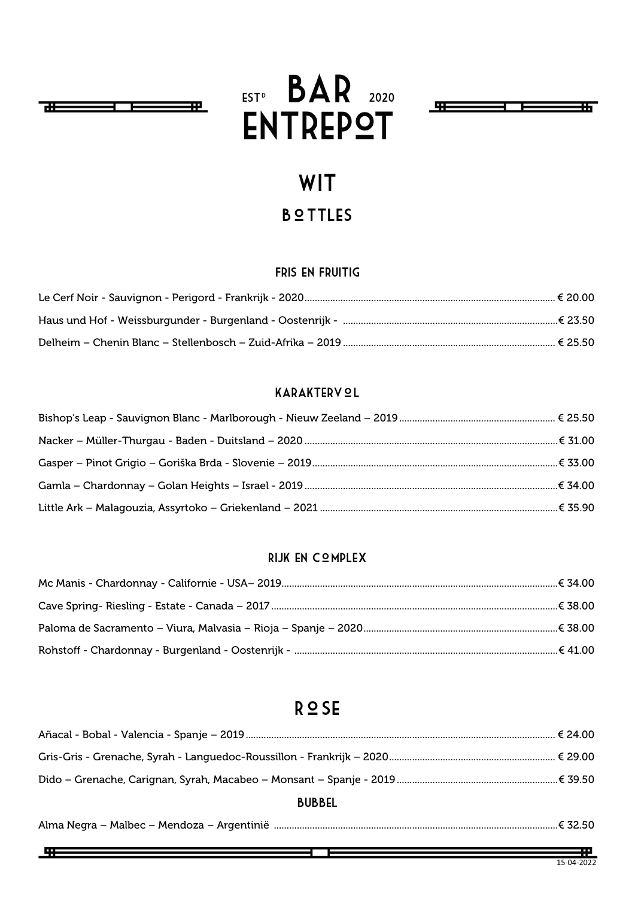# EST^D BAR ENTREPOT 2020

# WIT

## BOTTLES

### FRIS EN FRUITIG

Le Cerf Noir - Sauvignon - Perigord - Frankrijk - 2020 ........ € 20.00

Haus und Hof - Weissburgunder - Burgenland - Oostenrijk - ........ € 23.50

Delheim – Chenin Blanc – Stellenbosch – Zuid-Afrika – 2019 ........ € 25.50

### KARAKTERVOL

Bishop's Leap - Sauvignon Blanc - Marlborough - Nieuw Zeeland – 2019 ........ € 25.50

Nacker – Müller-Thurgau - Baden - Duitsland – 2020 ........ € 31.00

Gasper – Pinot Grigio – Goriška Brda - Slovenie – 2019 ........ € 33.00

Gamla – Chardonnay – Golan Heights – Israel - 2019 ........ € 34.00

Little Ark – Malagouzia, Assyrtoko – Griekenland – 2021 ........ € 35.90

### RIJK EN COMPLEX

Mc Manis - Chardonnay - Californie - USA– 2019 ........ € 34.00

Cave Spring- Riesling - Estate - Canada – 2017 ........ € 38.00

Paloma de Sacramento – Viura, Malvasia – Rioja – Spanje – 2020 ........ € 38.00

Rohstoff - Chardonnay - Burgenland - Oostenrijk - ........ € 41.00

# ROSE

Añacal - Bobal - Valencia - Spanje – 2019 ........ € 24.00

Gris-Gris - Grenache, Syrah - Languedoc-Roussillon - Frankrijk – 2020 ........ € 29.00

Dido – Grenache, Carignan, Syrah, Macabeo – Monsant – Spanje - 2019 ........ € 39.50

### BUBBEL

Alma Negra – Malbec – Mendoza – Argentinië ........ € 32.50

15-04-2022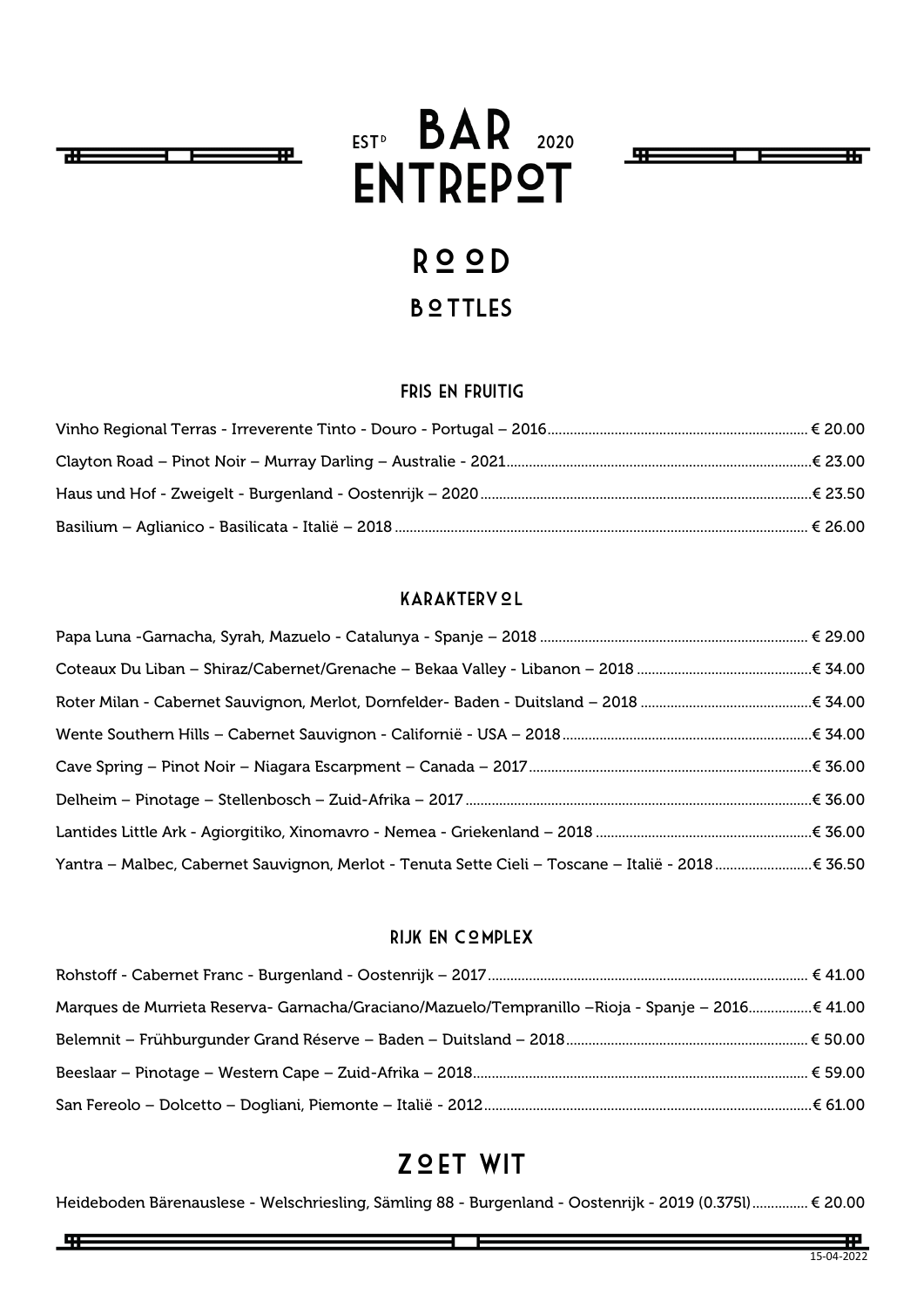# EST<sup>D</sup> BAR ENTREPOT 2020

## ROOD

## BOTTLES

### FRIS EN FRUITIG

Vinho Regional Terras - Irreverente Tinto - Douro - Portugal – 2016 .......... € 20.00

Clayton Road – Pinot Noir – Murray Darling – Australie - 2021 .......... € 23.00

Haus und Hof - Zweigelt - Burgenland - Oostenrijk – 2020 .......... € 23.50

Basilium – Aglianico - Basilicata - Italië – 2018 .......... € 26.00

### KARAKTERVOL

Papa Luna -Garnacha, Syrah, Mazuelo - Catalunya - Spanje – 2018 .......... € 29.00

Coteaux Du Liban – Shiraz/Cabernet/Grenache – Bekaa Valley - Libanon – 2018 .......... € 34.00

Roter Milan - Cabernet Sauvignon, Merlot, Dornfelder- Baden - Duitsland – 2018 .......... € 34.00

Wente Southern Hills – Cabernet Sauvignon - Californië - USA – 2018 .......... € 34.00

Cave Spring – Pinot Noir – Niagara Escarpment – Canada – 2017 .......... € 36.00

Delheim – Pinotage – Stellenbosch – Zuid-Afrika – 2017 .......... € 36.00

Lantides Little Ark - Agiorgitiko, Xinomavro - Nemea - Griekenland – 2018 .......... € 36.00

Yantra – Malbec, Cabernet Sauvignon, Merlot - Tenuta Sette Cieli – Toscane – Italië - 2018 .......... € 36.50

### RIJK EN COMPLEX

Rohstoff - Cabernet Franc - Burgenland - Oostenrijk – 2017 .......... € 41.00

Marques de Murrieta Reserva- Garnacha/Graciano/Mazuelo/Tempranillo –Rioja - Spanje – 2016 .......... € 41.00

Belemnit – Frühburgunder Grand Réserve – Baden – Duitsland – 2018 .......... € 50.00

Beeslaar – Pinotage – Western Cape – Zuid-Afrika – 2018 .......... € 59.00

San Fereolo – Dolcetto – Dogliani, Piemonte – Italië - 2012 .......... € 61.00

## ZOET WIT

Heideboden Bärenauslese - Welschriesling, Sämling 88 - Burgenland - Oostenrijk - 2019 (0.375l) .......... € 20.00

15-04-2022